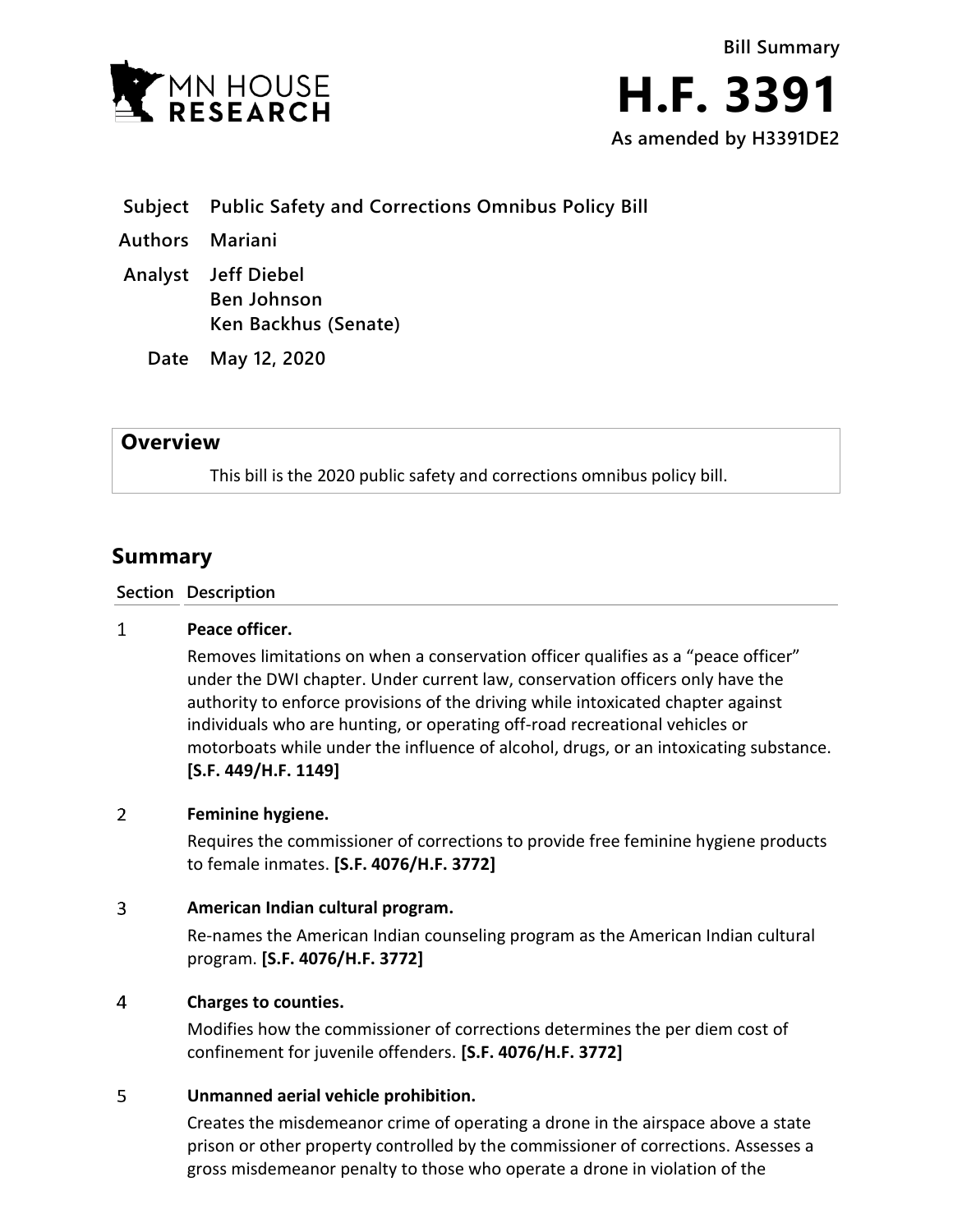MN HOUSE RESEARCH

Bill Summary

# H.F. 3391

As amended by H3391DE2

**Subject** Public Safety and Corrections Omnibus Policy Bill

**Authors** Mariani

**Analyst** Jeff Diebel
Ben Johnson
Ken Backhus (Senate)

**Date** May 12, 2020

## Overview

This bill is the 2020 public safety and corrections omnibus policy bill.

## Summary

| Section | Description |
|---|---|
| 1 | **Peace officer.**<br>Removes limitations on when a conservation officer qualifies as a "peace officer" under the DWI chapter. Under current law, conservation officers only have the authority to enforce provisions of the driving while intoxicated chapter against individuals who are hunting, or operating off-road recreational vehicles or motorboats while under the influence of alcohol, drugs, or an intoxicating substance. **[S.F. 449/H.F. 1149]** |
| 2 | **Feminine hygiene.**<br>Requires the commissioner of corrections to provide free feminine hygiene products to female inmates. **[S.F. 4076/H.F. 3772]** |
| 3 | **American Indian cultural program.**<br>Re-names the American Indian counseling program as the American Indian cultural program. **[S.F. 4076/H.F. 3772]** |
| 4 | **Charges to counties.**<br>Modifies how the commissioner of corrections determines the per diem cost of confinement for juvenile offenders. **[S.F. 4076/H.F. 3772]** |
| 5 | **Unmanned aerial vehicle prohibition.**<br>Creates the misdemeanor crime of operating a drone in the airspace above a state prison or other property controlled by the commissioner of corrections. Assesses a gross misdemeanor penalty to those who operate a drone in violation of the |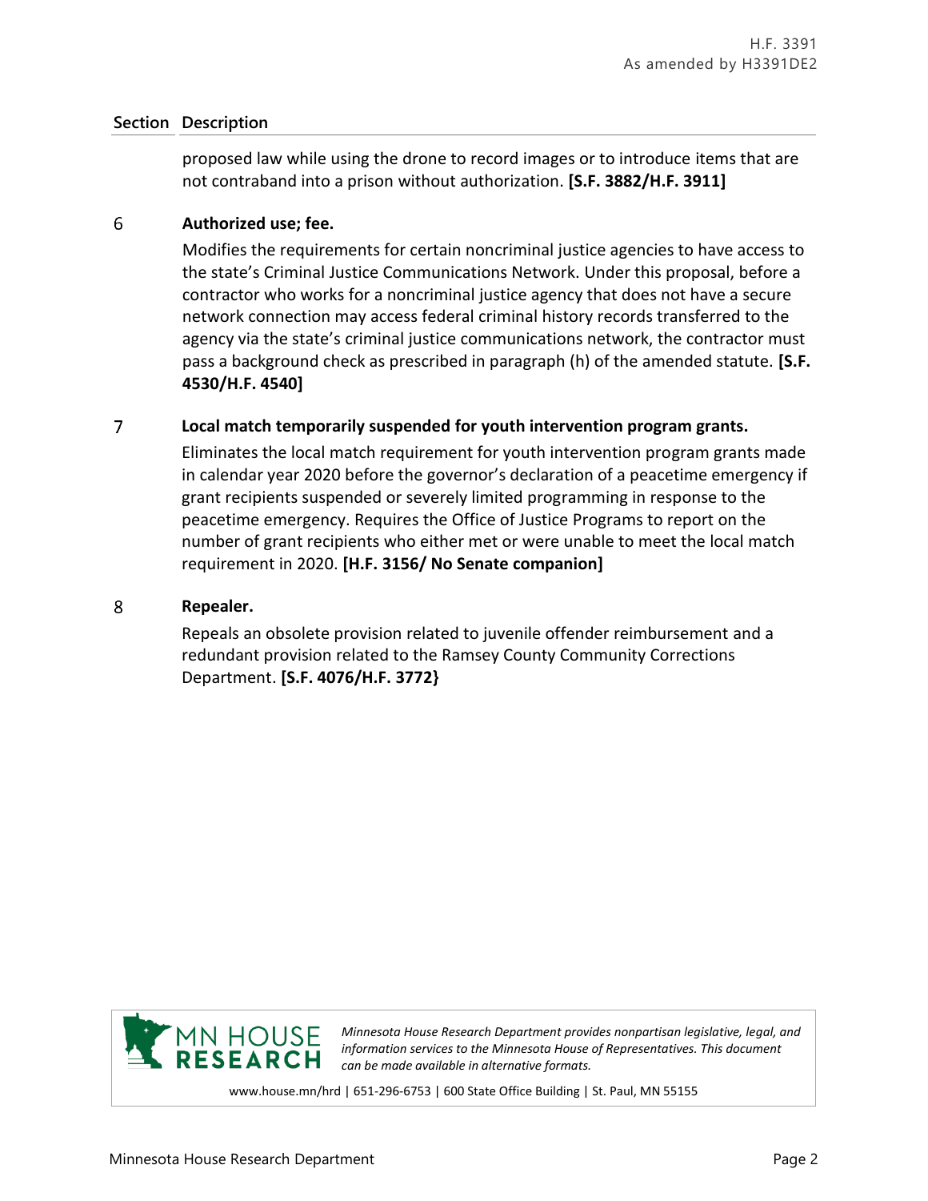| Section | Description |
|---|---|
| | proposed law while using the drone to record images or to introduce items that are not contraband into a prison without authorization. **[S.F. 3882/H.F. 3911]** |
| 6 | **Authorized use; fee.** Modifies the requirements for certain noncriminal justice agencies to have access to the state's Criminal Justice Communications Network. Under this proposal, before a contractor who works for a noncriminal justice agency that does not have a secure network connection may access federal criminal history records transferred to the agency via the state's criminal justice communications network, the contractor must pass a background check as prescribed in paragraph (h) of the amended statute. **[S.F. 4530/H.F. 4540]** |
| 7 | **Local match temporarily suspended for youth intervention program grants.** Eliminates the local match requirement for youth intervention program grants made in calendar year 2020 before the governor's declaration of a peacetime emergency if grant recipients suspended or severely limited programming in response to the peacetime emergency. Requires the Office of Justice Programs to report on the number of grant recipients who either met or were unable to meet the local match requirement in 2020. **[H.F. 3156/ No Senate companion]** |
| 8 | **Repealer.** Repeals an obsolete provision related to juvenile offender reimbursement and a redundant provision related to the Ramsey County Community Corrections Department. **[S.F. 4076/H.F. 3772}** |

MN HOUSE RESEARCH

*Minnesota House Research Department provides nonpartisan legislative, legal, and information services to the Minnesota House of Representatives. This document can be made available in alternative formats.*

www.house.mn/hrd | 651-296-6753 | 600 State Office Building | St. Paul, MN 55155